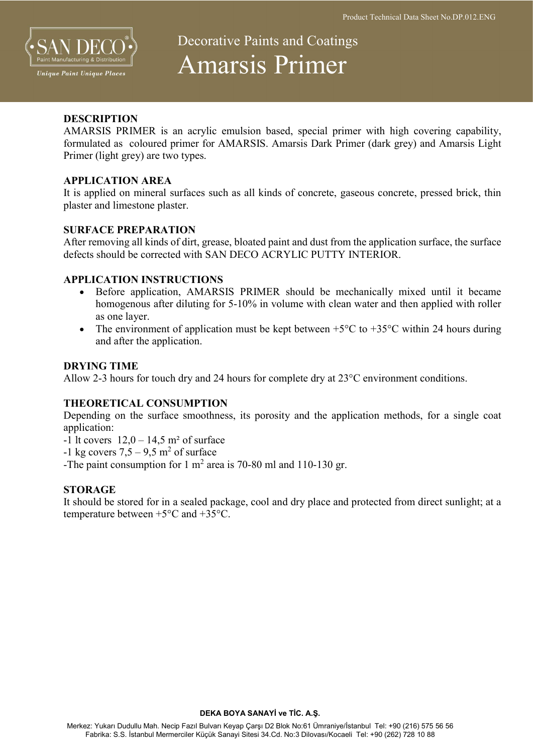# Decorative Paints and Coatings

# Amarsis Primer

## DESCRIPTION

AMARSIS PRIMER is an acrylic emulsion based, special primer with high covering capability, formulated as coloured primer for AMARSIS. Amarsis Dark Primer (dark grey) and Amarsis Light Primer (light grey) are two types.

## APPLICATION AREA

It is applied on mineral surfaces such as all kinds of concrete, gaseous concrete, pressed brick, thin plaster and limestone plaster.

## SURFACE PREPARATION

After removing all kinds of dirt, grease, bloated paint and dust from the application surface, the surface defects should be corrected with SAN DECO ACRYLIC PUTTY INTERIOR.

## APPLICATION INSTRUCTIONS

- Before application, AMARSIS PRIMER should be mechanically mixed until it became homogenous after diluting for 5-10% in volume with clean water and then applied with roller as one layer.
- The environment of application must be kept between +5°C to +35°C within 24 hours during and after the application.

## DRYING TIME

Allow 2-3 hours for touch dry and 24 hours for complete dry at 23°C environment conditions.

## THEORETICAL CONSUMPTION

Depending on the surface smoothness, its porosity and the application methods, for a single coat application:

-1 lt covers 12,0 – 14,5 $m^2$ of surface
-1 kg covers 7,5 – 9,5 $m^2$ of surface
-The paint consumption for 1 $m^2$ area is 70-80 ml and 110-130 gr.

## STORAGE

It should be stored for in a sealed package, cool and dry place and protected from direct sunlight; at a temperature between +5°C and +35°C.

**DEKA BOYA SANAYİ ve TİC. A.Ş.**

Merkez: Yukarı Dudullu Mah. Necip Fazıl Bulvarı Keyap Çarşı D2 Blok No:61 Ümraniye/İstanbul Tel: +90 (216) 575 56 56
Fabrika: S.S. İstanbul Mermerciler Küçük Sanayi Sitesi 34.Cd. No:3 Dilovası/Kocaeli Tel: +90 (262) 728 10 88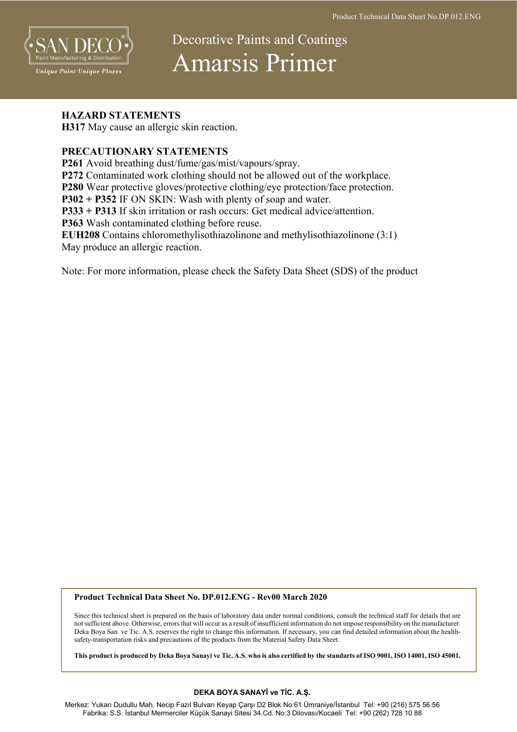## HAZARD STATEMENTS

**H317** May cause an allergic skin reaction.

## PRECAUTIONARY STATEMENTS

**P261** Avoid breathing dust/fume/gas/mist/vapours/spray.
**P272** Contaminated work clothing should not be allowed out of the workplace.
**P280** Wear protective gloves/protective clothing/eye protection/face protection.
**P302 + P352** IF ON SKIN: Wash with plenty of soap and water.
**P333 + P313** If skin irritation or rash occurs: Get medical advice/attention.
**P363** Wash contaminated clothing before reuse.
**EUH208** Contains chloromethylisothiazolinone and methylisothiazolinone (3:1) May produce an allergic reaction.

Note: For more information, please check the Safety Data Sheet (SDS) of the product

**Product Technical Data Sheet No. DP.012.ENG - Rev00 March 2020**

Since this technical sheet is prepared on the basis of laboratory data under normal conditions, consult the technical staff for details that are not sufficient above. Otherwise, errors that will occur as a result of insufficient information do not impose responsibility on the manufacturer. Deka Boya San. ve Tic. A.S. reserves the right to change this information. If necessary, you can find detailed information about the health-safety-transportation risks and precautions of the products from the Material Safety Data Sheet.

**This product is produced by Deka Boya Sanayi ve Tic. A.S. who is also certified by the standards of ISO 9001, ISO 14001, ISO 45001.**

**DEKA BOYA SANAYİ ve TİC. A.Ş.**

Merkez: Yukarı Dudullu Mah. Necip Fazıl Bulvarı Keyap Çarşı D2 Blok No:61 Ümraniye/İstanbul Tel: +90 (216) 575 56 56
Fabrika: S.S. İstanbul Mermerciler Küçük Sanayi Sitesi 34.Cd. No:3 Dilovası/Kocaeli Tel: +90 (262) 728 10 88